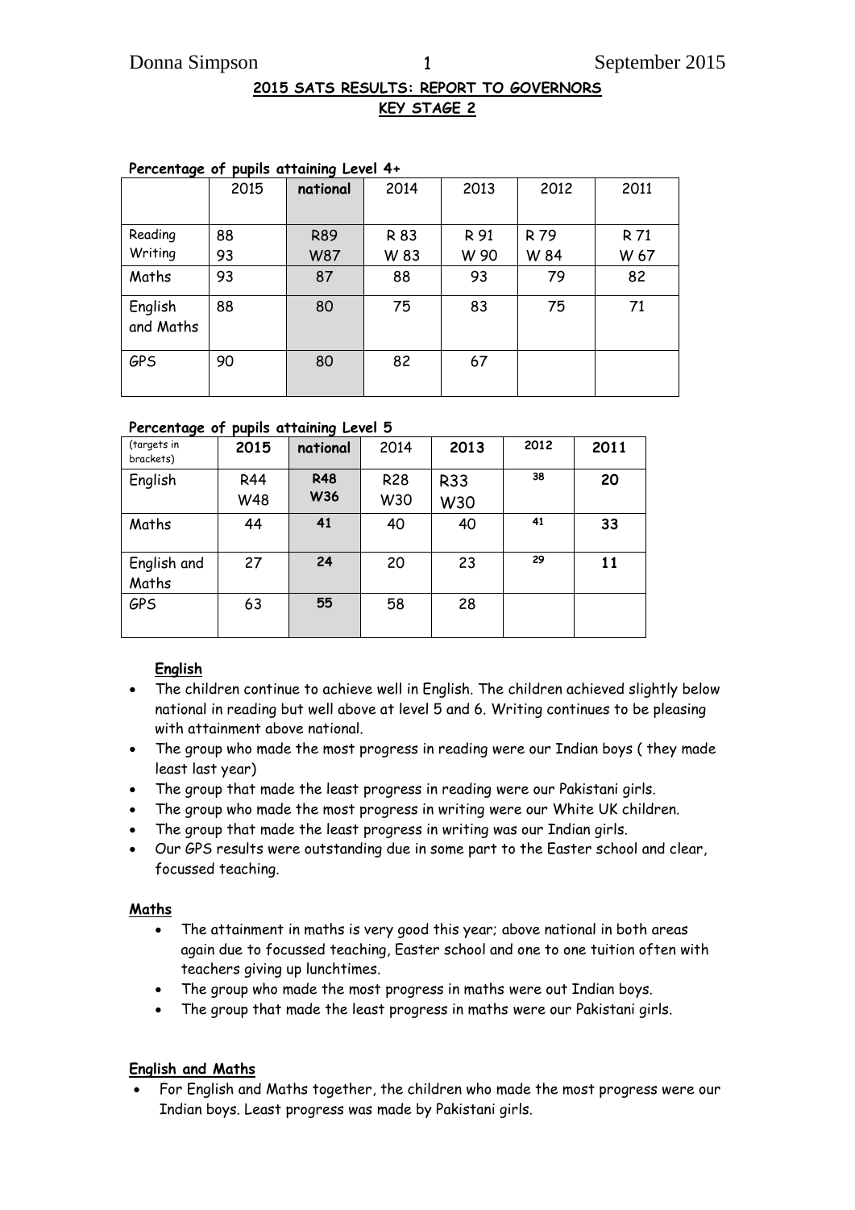## 2015 SATS RESULTS: REPORT TO GOVERNORS

## KEY STAGE 2

**Percentage of pupils attaining Level 4+**

| | 2015 | national | 2014 | 2013 | 2012 | 2011 |
|---|---|---|---|---|---|---|
| Reading<br>Writing | 88<br>93 | R89<br>W87 | R 83<br>W 83 | R 91<br>W 90 | R 79<br>W 84 | R 71<br>W 67 |
| Maths | 93 | 87 | 88 | 93 | 79 | 82 |
| English and Maths | 88 | 80 | 75 | 83 | 75 | 71 |
| GPS | 90 | 80 | 82 | 67 | | |

**Percentage of pupils attaining Level 5**

| (targets in brackets) | 2015 | national | 2014 | 2013 | 2012 | 2011 |
|---|---|---|---|---|---|---|
| English | R44<br>W48 | R48<br>W36 | R28<br>W30 | R33<br>W30 | 38 | 20 |
| Maths | 44 | 41 | 40 | 40 | 41 | 33 |
| English and Maths | 27 | 24 | 20 | 23 | 29 | 11 |
| GPS | 63 | 55 | 58 | 28 | | |

**English**

- The children continue to achieve well in English. The children achieved slightly below national in reading but well above at level 5 and 6. Writing continues to be pleasing with attainment above national.
- The group who made the most progress in reading were our Indian boys ( they made least last year)
- The group that made the least progress in reading were our Pakistani girls.
- The group who made the most progress in writing were our White UK children.
- The group that made the least progress in writing was our Indian girls.
- Our GPS results were outstanding due in some part to the Easter school and clear, focussed teaching.

**Maths**

- The attainment in maths is very good this year; above national in both areas again due to focussed teaching, Easter school and one to one tuition often with teachers giving up lunchtimes.
- The group who made the most progress in maths were out Indian boys.
- The group that made the least progress in maths were our Pakistani girls.

**English and Maths**

- For English and Maths together, the children who made the most progress were our Indian boys. Least progress was made by Pakistani girls.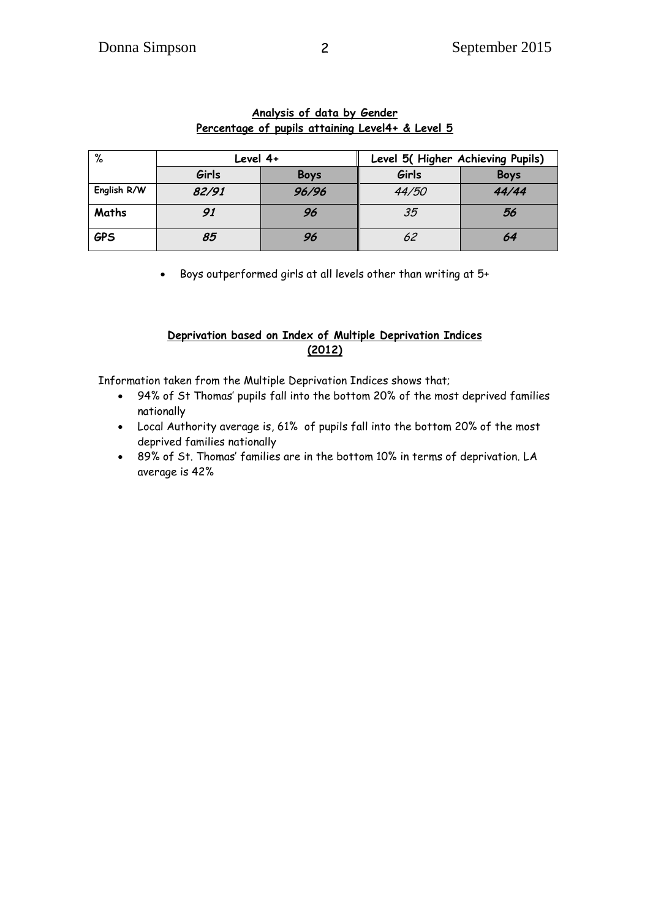**Analysis of data by Gender**
**Percentage of pupils attaining Level4+ & Level 5**

| % | Level 4+ | | Level 5( Higher Achieving Pupils) | |
|---|---|---|---|---|
| | Girls | Boys | Girls | Boys |
| English R/W | 82/91 | 96/96 | 44/50 | 44/44 |
| Maths | 91 | 96 | 35 | 56 |
| GPS | 85 | 96 | 62 | 64 |

- Boys outperformed girls at all levels other than writing at 5+

**Deprivation based on Index of Multiple Deprivation Indices (2012)**

Information taken from the Multiple Deprivation Indices shows that;

- 94% of St Thomas' pupils fall into the bottom 20% of the most deprived families nationally
- Local Authority average is, 61% of pupils fall into the bottom 20% of the most deprived families nationally
- 89% of St. Thomas' families are in the bottom 10% in terms of deprivation. LA average is 42%